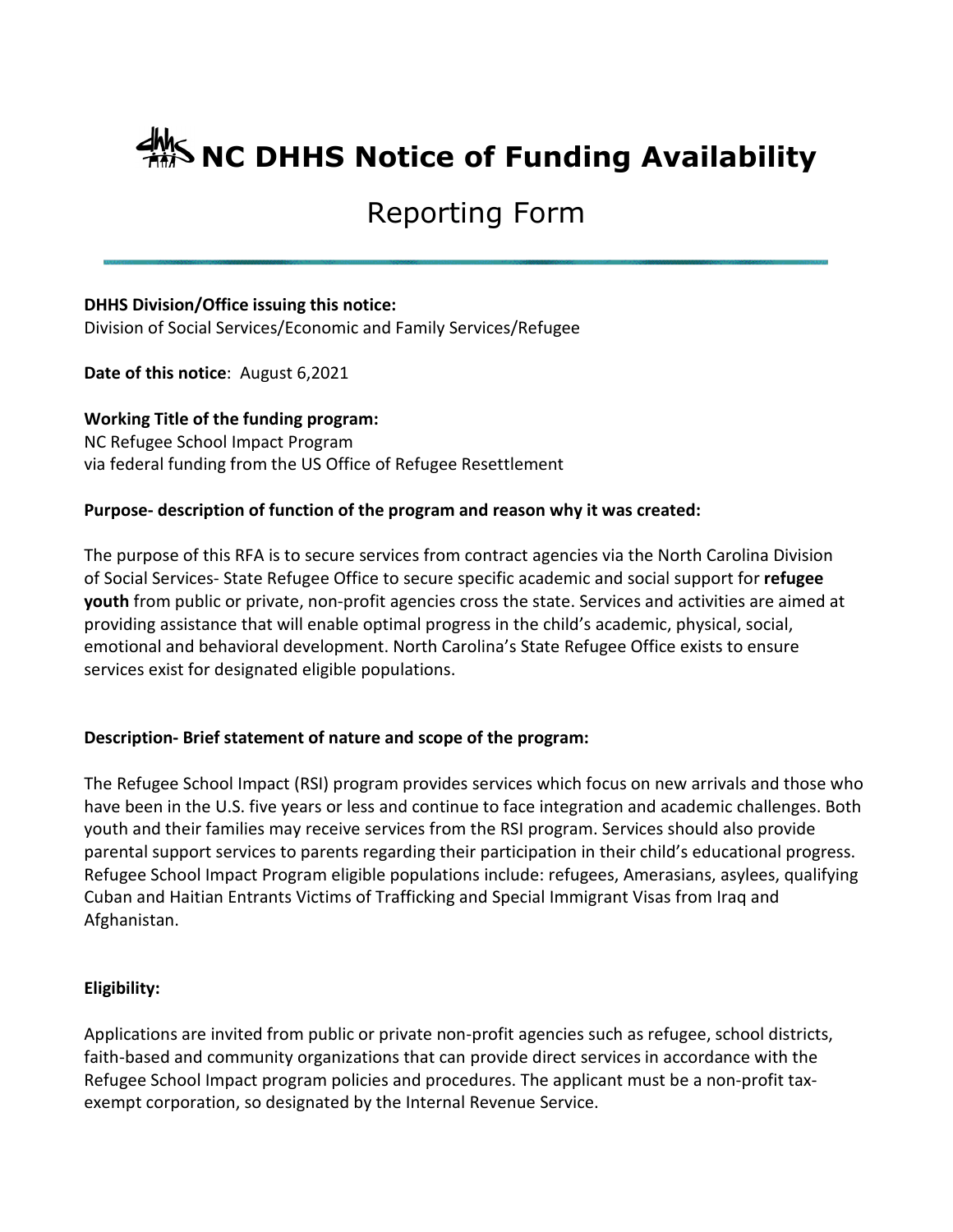# NC DHHS Notice of Funding Availability

## Reporting Form

**DHHS Division/Office issuing this notice:**
Division of Social Services/Economic and Family Services/Refugee

**Date of this notice**: August 6,2021

**Working Title of the funding program:**
NC Refugee School Impact Program
via federal funding from the US Office of Refugee Resettlement

**Purpose- description of function of the program and reason why it was created:**

The purpose of this RFA is to secure services from contract agencies via the North Carolina Division of Social Services- State Refugee Office to secure specific academic and social support for **refugee youth** from public or private, non-profit agencies cross the state. Services and activities are aimed at providing assistance that will enable optimal progress in the child's academic, physical, social, emotional and behavioral development. North Carolina's State Refugee Office exists to ensure services exist for designated eligible populations.

**Description- Brief statement of nature and scope of the program:**

The Refugee School Impact (RSI) program provides services which focus on new arrivals and those who have been in the U.S. five years or less and continue to face integration and academic challenges. Both youth and their families may receive services from the RSI program. Services should also provide parental support services to parents regarding their participation in their child's educational progress. Refugee School Impact Program eligible populations include: refugees, Amerasians, asylees, qualifying Cuban and Haitian Entrants Victims of Trafficking and Special Immigrant Visas from Iraq and Afghanistan.

**Eligibility:**

Applications are invited from public or private non-profit agencies such as refugee, school districts, faith-based and community organizations that can provide direct services in accordance with the Refugee School Impact program policies and procedures. The applicant must be a non-profit tax-exempt corporation, so designated by the Internal Revenue Service.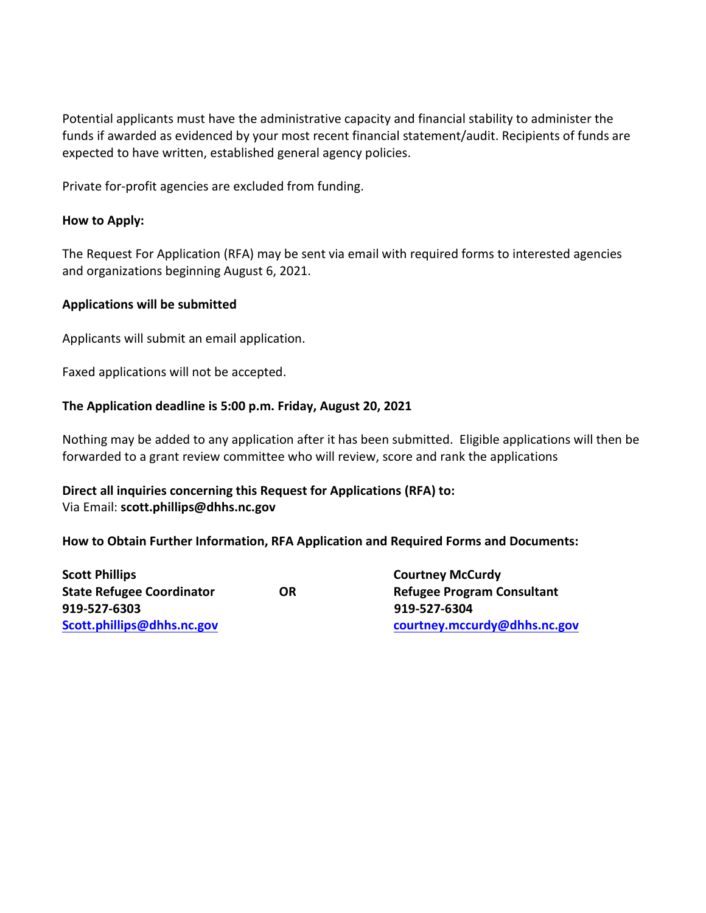Potential applicants must have the administrative capacity and financial stability to administer the funds if awarded as evidenced by your most recent financial statement/audit. Recipients of funds are expected to have written, established general agency policies.

Private for-profit agencies are excluded from funding.

**How to Apply:**

The Request For Application (RFA) may be sent via email with required forms to interested agencies and organizations beginning August 6, 2021.

**Applications will be submitted**

Applicants will submit an email application.

Faxed applications will not be accepted.

**The Application deadline is 5:00 p.m. Friday, August 20, 2021**

Nothing may be added to any application after it has been submitted. Eligible applications will then be forwarded to a grant review committee who will review, score and rank the applications

**Direct all inquiries concerning this Request for Applications (RFA) to:**
Via Email: **scott.phillips@dhhs.nc.gov**

**How to Obtain Further Information, RFA Application and Required Forms and Documents:**

**Scott Phillips**
**State Refugee Coordinator**
**919-527-6303**
**Scott.phillips@dhhs.nc.gov**

**OR**

**Courtney McCurdy**
**Refugee Program Consultant**
**919-527-6304**
**courtney.mccurdy@dhhs.nc.gov**